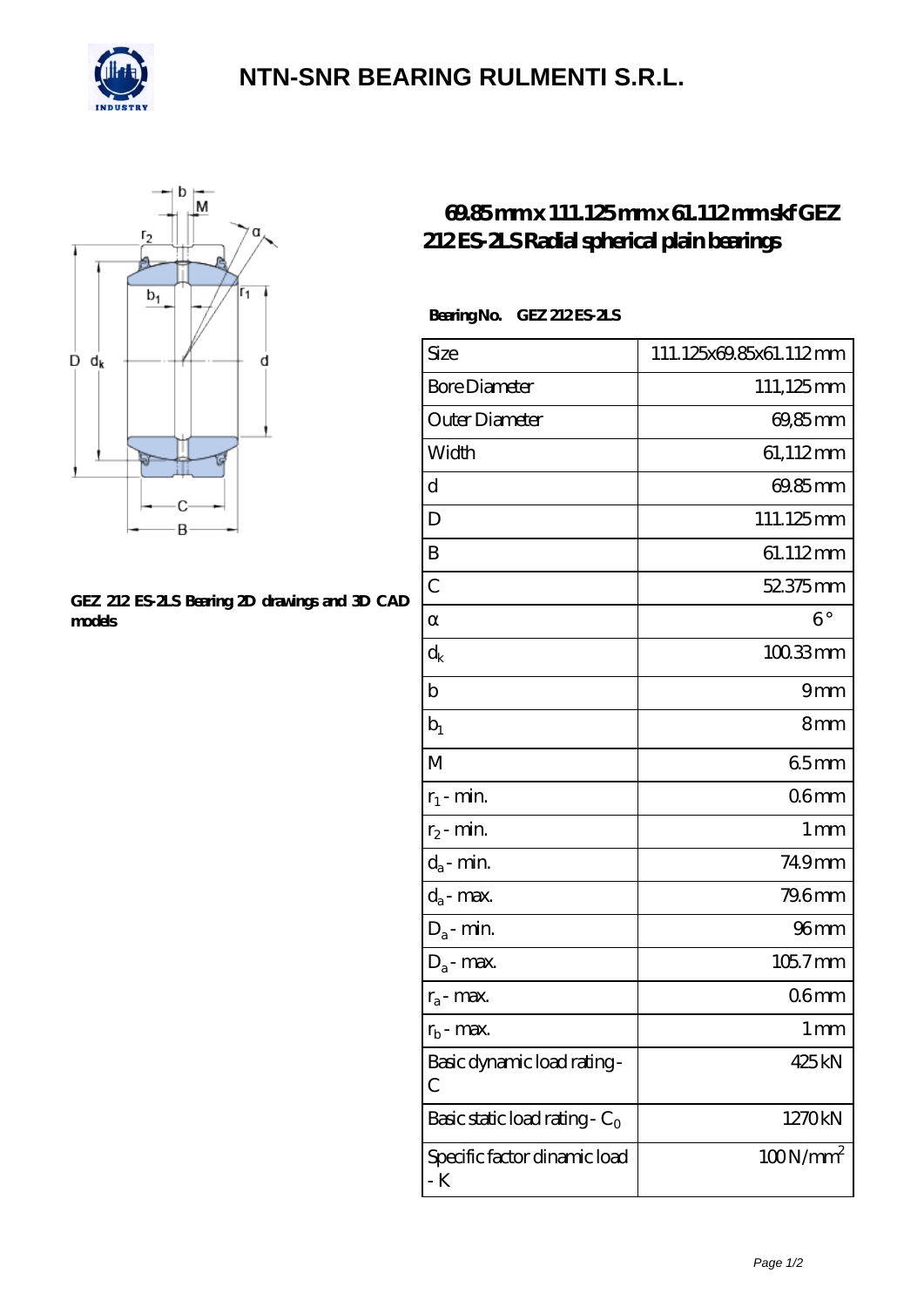# NTN-SNR BEARING RULMENTI S.R.L.

GEZ 212 ES-2LS Bearing 2D drawings and 3D CAD models

## 69.85 mm x 111.125 mm x 61.112 mm skf GEZ 212 ES-2LS Radial spherical plain bearings

**Bearing No.** GEZ 212 ES-2LS

| | |
|---|---|
| Size | 111.125x69.85x61.112 mm |
| Bore Diameter | 111,125 mm |
| Outer Diameter | 69,85 mm |
| Width | 61,112 mm |
| d | 69.85 mm |
| D | 111.125 mm |
| B | 61.112 mm |
| C | 52.375 mm |
| α | 6 ° |
| $d_k$ | 100.33 mm |
| b | 9 mm |
| $b_1$ | 8 mm |
| M | 6.5 mm |
| $r_1$ - min. | 0.6 mm |
| $r_2$ - min. | 1 mm |
| $d_a$ - min. | 74.9 mm |
| $d_a$ - max. | 79.6 mm |
| $D_a$ - min. | 96 mm |
| $D_a$ - max. | 105.7 mm |
| $r_a$ - max. | 0.6 mm |
| $r_b$ - max. | 1 mm |
| Basic dynamic load rating - C | 425 kN |
| Basic static load rating - $C_0$ | 1270 kN |
| Specific factor dinamic load - K | 100 N/mm$^2$ |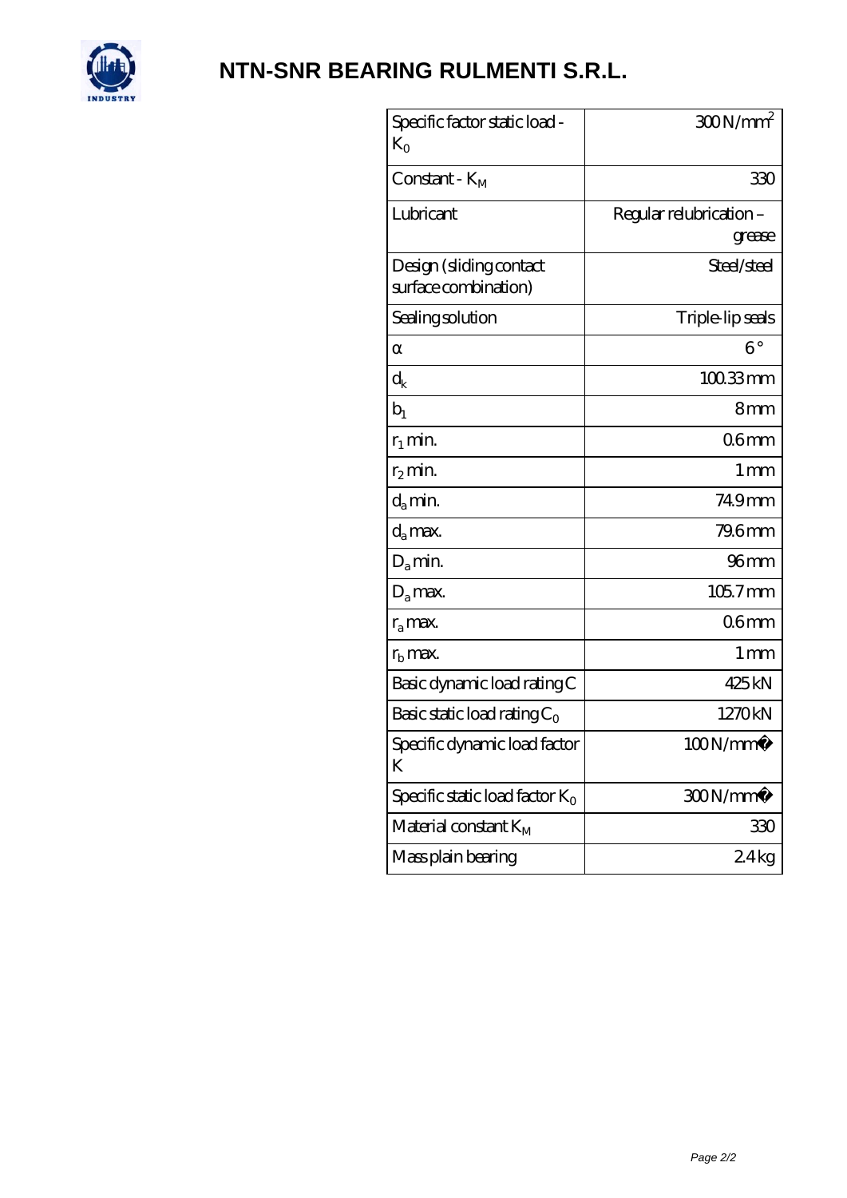# NTN-SNR BEARING RULMENTI S.R.L.

| | |
|---|---|
| Specific factor static load - $K_0$ | 300 N/mm$^2$ |
| Constant - $K_M$ | 330 |
| Lubricant | Regular relubrication – grease |
| Design (sliding contact surface combination) | Steel/steel |
| Sealing solution | Triple-lip seals |
| α | 6 ° |
| $d_k$ | 100.33 mm |
| $b_1$ | 8 mm |
| $r_1$ min. | 0.6 mm |
| $r_2$ min. | 1 mm |
| $d_a$ min. | 74.9 mm |
| $d_a$ max. | 79.6 mm |
| $D_a$ min. | 96 mm |
| $D_a$ max. | 105.7 mm |
| $r_a$ max. | 0.6 mm |
| $r_b$ max. | 1 mm |
| Basic dynamic load rating C | 425 kN |
| Basic static load rating $C_0$ | 1270 kN |
| Specific dynamic load factor K | 100 N/mm� |
| Specific static load factor $K_0$ | 300 N/mm� |
| Material constant $K_M$ | 330 |
| Mass plain bearing | 2.4 kg |